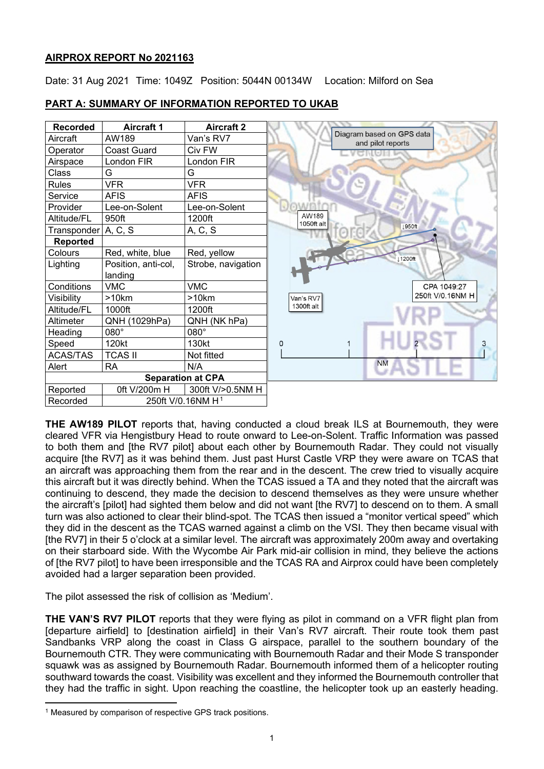**AIRPROX REPORT No 2021163**

Date: 31 Aug 2021 Time: 1049Z Position: 5044N 00134W Location: Milford on Sea

**PART A: SUMMARY OF INFORMATION REPORTED TO UKAB**

| Recorded | Aircraft 1 | Aircraft 2 |
|---|---|---|
| Aircraft | AW189 | Van's RV7 |
| Operator | Coast Guard | Civ FW |
| Airspace | London FIR | London FIR |
| Class | G | G |
| Rules | VFR | VFR |
| Service | AFIS | AFIS |
| Provider | Lee-on-Solent | Lee-on-Solent |
| Altitude/FL | 950ft | 1200ft |
| Transponder | A, C, S | A, C, S |
| **Reported** | | |
| Colours | Red, white, blue | Red, yellow |
| Lighting | Position, anti-col, landing | Strobe, navigation |
| Conditions | VMC | VMC |
| Visibility | >10km | >10km |
| Altitude/FL | 1000ft | 1200ft |
| Altimeter | QNH (1029hPa) | QNH (NK hPa) |
| Heading | 080° | 080° |
| Speed | 120kt | 130kt |
| ACAS/TAS | TCAS II | Not fitted |
| Alert | RA | N/A |
| **Separation at CPA** | | |
| Reported | 0ft V/200m H | 300ft V/>0.5NM H |
| Recorded | 250ft V/0.16NM H[1] | |

Diagram based on GPS data and pilot reports

AW189 1050ft alt; ↓950ft; Van's RV7 1300ft alt; ↓1200ft; CPA 1049:27 250ft V/0.16NM H; 0 1 2 3 NM

**THE AW189 PILOT** reports that, having conducted a cloud break ILS at Bournemouth, they were cleared VFR via Hengistbury Head to route onward to Lee-on-Solent. Traffic Information was passed to both them and [the RV7 pilot] about each other by Bournemouth Radar. They could not visually acquire [the RV7] as it was behind them. Just past Hurst Castle VRP they were aware on TCAS that an aircraft was approaching them from the rear and in the descent. The crew tried to visually acquire this aircraft but it was directly behind. When the TCAS issued a TA and they noted that the aircraft was continuing to descend, they made the decision to descend themselves as they were unsure whether the aircraft's [pilot] had sighted them below and did not want [the RV7] to descend on to them. A small turn was also actioned to clear their blind-spot. The TCAS then issued a "monitor vertical speed" which they did in the descent as the TCAS warned against a climb on the VSI. They then became visual with [the RV7] in their 5 o'clock at a similar level. The aircraft was approximately 200m away and overtaking on their starboard side. With the Wycombe Air Park mid-air collision in mind, they believe the actions of [the RV7 pilot] to have been irresponsible and the TCAS RA and Airprox could have been completely avoided had a larger separation been provided.

The pilot assessed the risk of collision as 'Medium'.

**THE VAN'S RV7 PILOT** reports that they were flying as pilot in command on a VFR flight plan from [departure airfield] to [destination airfield] in their Van's RV7 aircraft. Their route took them past Sandbanks VRP along the coast in Class G airspace, parallel to the southern boundary of the Bournemouth CTR. They were communicating with Bournemouth Radar and their Mode S transponder squawk was as assigned by Bournemouth Radar. Bournemouth informed them of a helicopter routing southward towards the coast. Visibility was excellent and they informed the Bournemouth controller that they had the traffic in sight. Upon reaching the coastline, the helicopter took up an easterly heading.

[1] Measured by comparison of respective GPS track positions.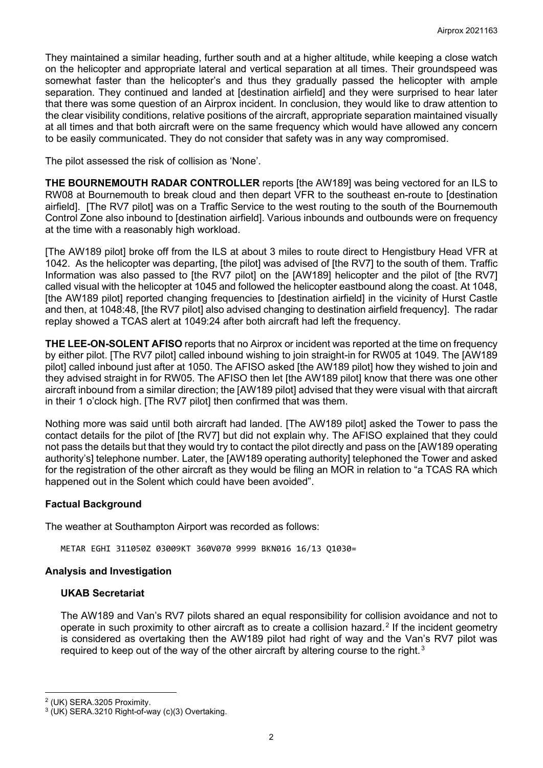They maintained a similar heading, further south and at a higher altitude, while keeping a close watch on the helicopter and appropriate lateral and vertical separation at all times. Their groundspeed was somewhat faster than the helicopter's and thus they gradually passed the helicopter with ample separation. They continued and landed at [destination airfield] and they were surprised to hear later that there was some question of an Airprox incident. In conclusion, they would like to draw attention to the clear visibility conditions, relative positions of the aircraft, appropriate separation maintained visually at all times and that both aircraft were on the same frequency which would have allowed any concern to be easily communicated. They do not consider that safety was in any way compromised.

The pilot assessed the risk of collision as 'None'.

**THE BOURNEMOUTH RADAR CONTROLLER** reports [the AW189] was being vectored for an ILS to RW08 at Bournemouth to break cloud and then depart VFR to the southeast en-route to [destination airfield]. [The RV7 pilot] was on a Traffic Service to the west routing to the south of the Bournemouth Control Zone also inbound to [destination airfield]. Various inbounds and outbounds were on frequency at the time with a reasonably high workload.

[The AW189 pilot] broke off from the ILS at about 3 miles to route direct to Hengistbury Head VFR at 1042. As the helicopter was departing, [the pilot] was advised of [the RV7] to the south of them. Traffic Information was also passed to [the RV7 pilot] on the [AW189] helicopter and the pilot of [the RV7] called visual with the helicopter at 1045 and followed the helicopter eastbound along the coast. At 1048, [the AW189 pilot] reported changing frequencies to [destination airfield] in the vicinity of Hurst Castle and then, at 1048:48, [the RV7 pilot] also advised changing to destination airfield frequency]. The radar replay showed a TCAS alert at 1049:24 after both aircraft had left the frequency.

**THE LEE-ON-SOLENT AFISO** reports that no Airprox or incident was reported at the time on frequency by either pilot. [The RV7 pilot] called inbound wishing to join straight-in for RW05 at 1049. The [AW189 pilot] called inbound just after at 1050. The AFISO asked [the AW189 pilot] how they wished to join and they advised straight in for RW05. The AFISO then let [the AW189 pilot] know that there was one other aircraft inbound from a similar direction; the [AW189 pilot] advised that they were visual with that aircraft in their 1 o'clock high. [The RV7 pilot] then confirmed that was them.

Nothing more was said until both aircraft had landed. [The AW189 pilot] asked the Tower to pass the contact details for the pilot of [the RV7] but did not explain why. The AFISO explained that they could not pass the details but that they would try to contact the pilot directly and pass on the [AW189 operating authority's] telephone number. Later, the [AW189 operating authority] telephoned the Tower and asked for the registration of the other aircraft as they would be filing an MOR in relation to "a TCAS RA which happened out in the Solent which could have been avoided".

## Factual Background

The weather at Southampton Airport was recorded as follows:

```
METAR EGHI 311050Z 03009KT 360V070 9999 BKN016 16/13 Q1030=
```

## Analysis and Investigation

### UKAB Secretariat

The AW189 and Van's RV7 pilots shared an equal responsibility for collision avoidance and not to operate in such proximity to other aircraft as to create a collision hazard.[2] If the incident geometry is considered as overtaking then the AW189 pilot had right of way and the Van's RV7 pilot was required to keep out of the way of the other aircraft by altering course to the right.[3]

---

[2] (UK) SERA.3205 Proximity.

[3] (UK) SERA.3210 Right-of-way (c)(3) Overtaking.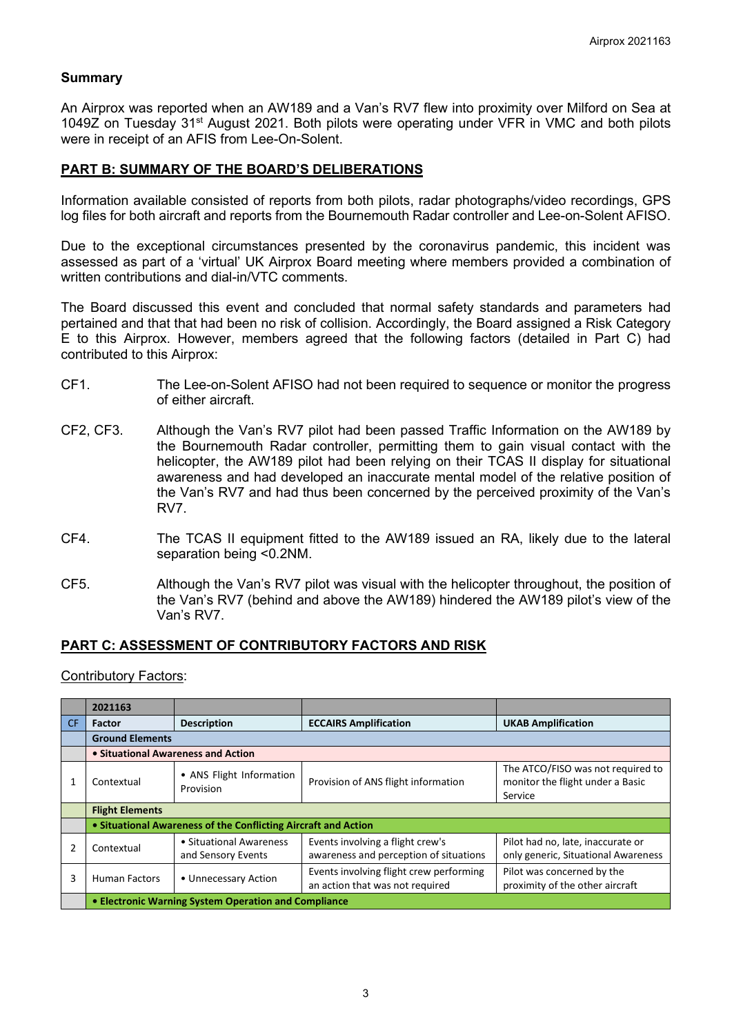**Summary**

An Airprox was reported when an AW189 and a Van's RV7 flew into proximity over Milford on Sea at 1049Z on Tuesday 31st August 2021. Both pilots were operating under VFR in VMC and both pilots were in receipt of an AFIS from Lee-On-Solent.

## PART B: SUMMARY OF THE BOARD'S DELIBERATIONS

Information available consisted of reports from both pilots, radar photographs/video recordings, GPS log files for both aircraft and reports from the Bournemouth Radar controller and Lee-on-Solent AFISO.

Due to the exceptional circumstances presented by the coronavirus pandemic, this incident was assessed as part of a 'virtual' UK Airprox Board meeting where members provided a combination of written contributions and dial-in/VTC comments.

The Board discussed this event and concluded that normal safety standards and parameters had pertained and that that had been no risk of collision. Accordingly, the Board assigned a Risk Category E to this Airprox. However, members agreed that the following factors (detailed in Part C) had contributed to this Airprox:

- CF1. The Lee-on-Solent AFISO had not been required to sequence or monitor the progress of either aircraft.
- CF2, CF3. Although the Van's RV7 pilot had been passed Traffic Information on the AW189 by the Bournemouth Radar controller, permitting them to gain visual contact with the helicopter, the AW189 pilot had been relying on their TCAS II display for situational awareness and had developed an inaccurate mental model of the relative position of the Van's RV7 and had thus been concerned by the perceived proximity of the Van's RV7.
- CF4. The TCAS II equipment fitted to the AW189 issued an RA, likely due to the lateral separation being <0.2NM.
- CF5. Although the Van's RV7 pilot was visual with the helicopter throughout, the position of the Van's RV7 (behind and above the AW189) hindered the AW189 pilot's view of the Van's RV7.

## PART C: ASSESSMENT OF CONTRIBUTORY FACTORS AND RISK

Contributory Factors:

| | 2021163 | | | |
|---|---|---|---|---|
| **CF** | **Factor** | **Description** | **ECCAIRS Amplification** | **UKAB Amplification** |
| | **Ground Elements** | | | |
| | **• Situational Awareness and Action** | | | |
| 1 | Contextual | • ANS Flight Information Provision | Provision of ANS flight information | The ATCO/FISO was not required to monitor the flight under a Basic Service |
| | **Flight Elements** | | | |
| | **• Situational Awareness of the Conflicting Aircraft and Action** | | | |
| 2 | Contextual | • Situational Awareness and Sensory Events | Events involving a flight crew's awareness and perception of situations | Pilot had no, late, inaccurate or only generic, Situational Awareness |
| 3 | Human Factors | • Unnecessary Action | Events involving flight crew performing an action that was not required | Pilot was concerned by the proximity of the other aircraft |
| | **• Electronic Warning System Operation and Compliance** | | | |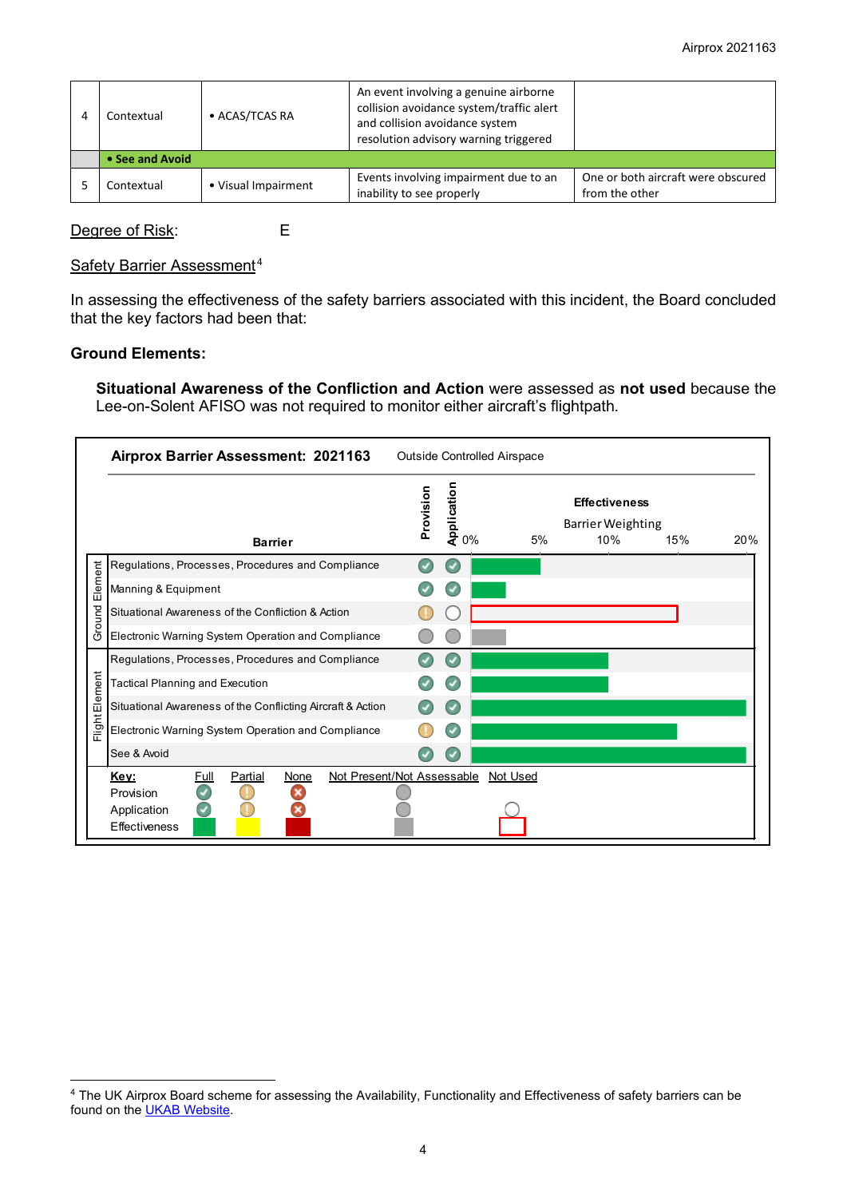| | | | | |
|---|---|---|---|---|
| 4 | Contextual | • ACAS/TCAS RA | An event involving a genuine airborne collision avoidance system/traffic alert and collision avoidance system resolution advisory warning triggered | |
| | • See and Avoid | | | |
| 5 | Contextual | • Visual Impairment | Events involving impairment due to an inability to see properly | One or both aircraft were obscured from the other |

Degree of Risk: E

Safety Barrier Assessment[4]

In assessing the effectiveness of the safety barriers associated with this incident, the Board concluded that the key factors had been that:

**Ground Elements:**

**Situational Awareness of the Confliction and Action** were assessed as **not used** because the Lee-on-Solent AFISO was not required to monitor either aircraft's flightpath.

Airprox Barrier Assessment: 2021163
Outside Controlled Airspace

Barrier
Provision
Application
Effectiveness
Barrier Weighting
0% 5% 10% 15% 20%

Ground Element
Regulations, Processes, Procedures and Compliance
Manning & Equipment
Situational Awareness of the Confliction & Action
Electronic Warning System Operation and Compliance

Flight Element
Regulations, Processes, Procedures and Compliance
Tactical Planning and Execution
Situational Awareness of the Conflicting Aircraft & Action
Electronic Warning System Operation and Compliance
See & Avoid

Key: Full Partial None Not Present/Not Assessable Not Used
Provision
Application
Effectiveness

[4] The UK Airprox Board scheme for assessing the Availability, Functionality and Effectiveness of safety barriers can be found on the UKAB Website.